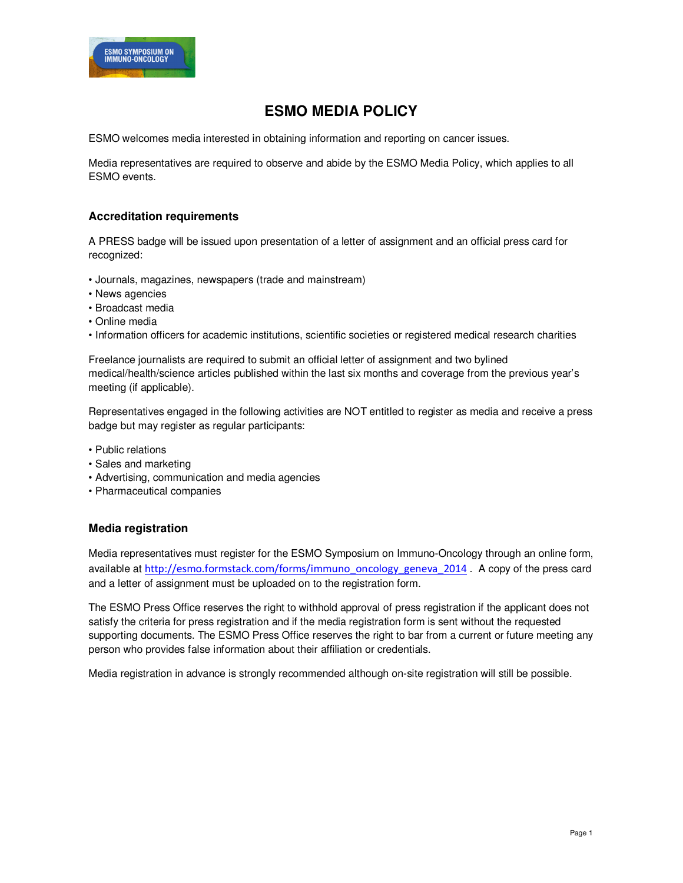# ESMO MEDIA POLICY

ESMO welcomes media interested in obtaining information and reporting on cancer issues.

Media representatives are required to observe and abide by the ESMO Media Policy, which applies to all ESMO events.

## Accreditation requirements

A PRESS badge will be issued upon presentation of a letter of assignment and an official press card for recognized:

- Journals, magazines, newspapers (trade and mainstream)
- News agencies
- Broadcast media
- Online media
- Information officers for academic institutions, scientific societies or registered medical research charities

Freelance journalists are required to submit an official letter of assignment and two bylined medical/health/science articles published within the last six months and coverage from the previous year's meeting (if applicable).

Representatives engaged in the following activities are NOT entitled to register as media and receive a press badge but may register as regular participants:

- Public relations
- Sales and marketing
- Advertising, communication and media agencies
- Pharmaceutical companies

## Media registration

Media representatives must register for the ESMO Symposium on Immuno-Oncology through an online form, available at http://esmo.formstack.com/forms/immuno_oncology_geneva_2014 . A copy of the press card and a letter of assignment must be uploaded on to the registration form.

The ESMO Press Office reserves the right to withhold approval of press registration if the applicant does not satisfy the criteria for press registration and if the media registration form is sent without the requested supporting documents. The ESMO Press Office reserves the right to bar from a current or future meeting any person who provides false information about their affiliation or credentials.

Media registration in advance is strongly recommended although on-site registration will still be possible.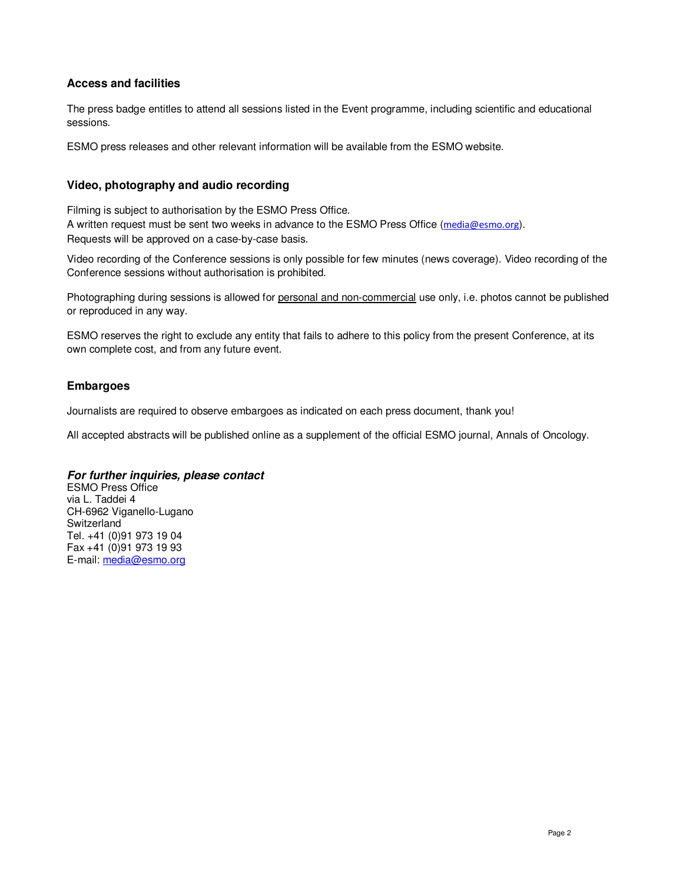### Access and facilities

The press badge entitles to attend all sessions listed in the Event programme, including scientific and educational sessions.

ESMO press releases and other relevant information will be available from the ESMO website.

### Video, photography and audio recording

Filming is subject to authorisation by the ESMO Press Office.
A written request must be sent two weeks in advance to the ESMO Press Office (media@esmo.org).
Requests will be approved on a case-by-case basis.

Video recording of the Conference sessions is only possible for few minutes (news coverage). Video recording of the Conference sessions without authorisation is prohibited.

Photographing during sessions is allowed for personal and non-commercial use only, i.e. photos cannot be published or reproduced in any way.

ESMO reserves the right to exclude any entity that fails to adhere to this policy from the present Conference, at its own complete cost, and from any future event.

### Embargoes

Journalists are required to observe embargoes as indicated on each press document, thank you!

All accepted abstracts will be published online as a supplement of the official ESMO journal, Annals of Oncology.

***For further inquiries, please contact***
ESMO Press Office
via L. Taddei 4
CH-6962 Viganello-Lugano
Switzerland
Tel. +41 (0)91 973 19 04
Fax +41 (0)91 973 19 93
E-mail: media@esmo.org